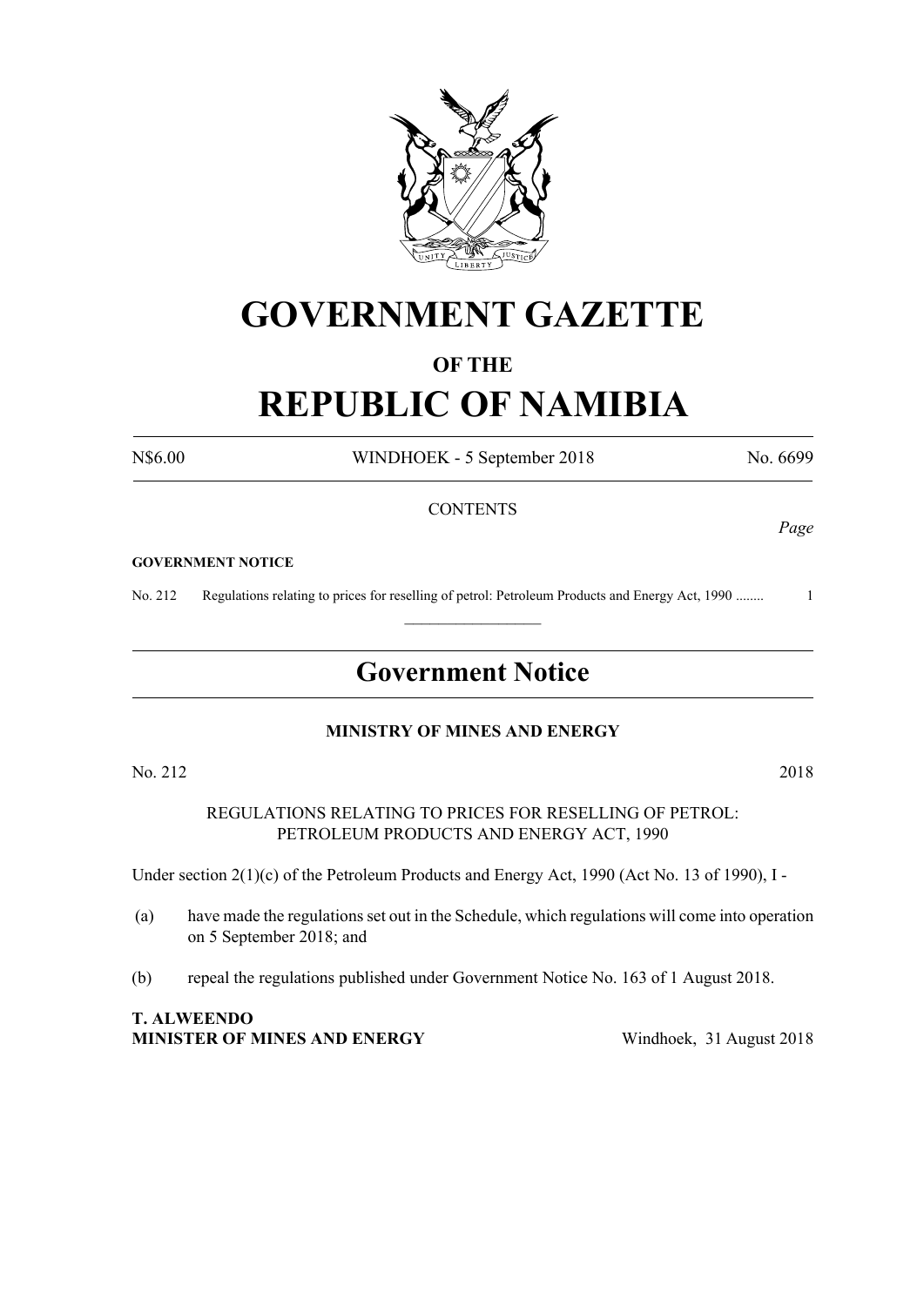# GOVERNMENT GAZETTE

## OF THE

# REPUBLIC OF NAMIBIA

N$6.00 WINDHOEK - 5 September 2018 No. 6699

CONTENTS

*Page*

**GOVERNMENT NOTICE**

No. 212 Regulations relating to prices for reselling of petrol: Petroleum Products and Energy Act, 1990 ........ 1

---

## Government Notice

### MINISTRY OF MINES AND ENERGY

No. 212 2018

REGULATIONS RELATING TO PRICES FOR RESELLING OF PETROL: PETROLEUM PRODUCTS AND ENERGY ACT, 1990

Under section 2(1)(c) of the Petroleum Products and Energy Act, 1990 (Act No. 13 of 1990), I -

(a) have made the regulations set out in the Schedule, which regulations will come into operation on 5 September 2018; and

(b) repeal the regulations published under Government Notice No. 163 of 1 August 2018.

**T. ALWEENDO**
**MINISTER OF MINES AND ENERGY** Windhoek, 31 August 2018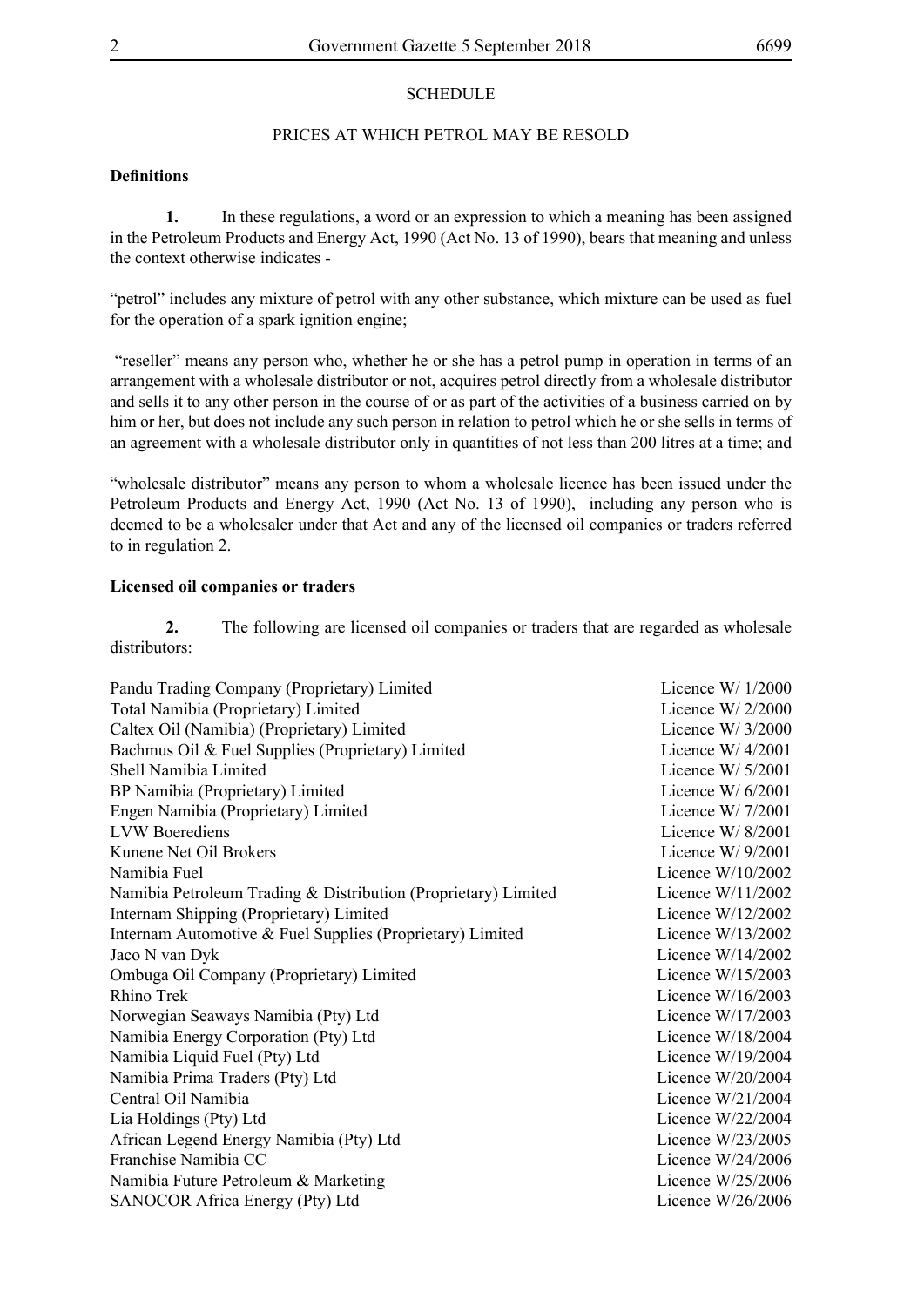SCHEDULE

PRICES AT WHICH PETROL MAY BE RESOLD

**Definitions**

**1.** In these regulations, a word or an expression to which a meaning has been assigned in the Petroleum Products and Energy Act, 1990 (Act No. 13 of 1990), bears that meaning and unless the context otherwise indicates -

"petrol" includes any mixture of petrol with any other substance, which mixture can be used as fuel for the operation of a spark ignition engine;

"reseller" means any person who, whether he or she has a petrol pump in operation in terms of an arrangement with a wholesale distributor or not, acquires petrol directly from a wholesale distributor and sells it to any other person in the course of or as part of the activities of a business carried on by him or her, but does not include any such person in relation to petrol which he or she sells in terms of an agreement with a wholesale distributor only in quantities of not less than 200 litres at a time; and

"wholesale distributor" means any person to whom a wholesale licence has been issued under the Petroleum Products and Energy Act, 1990 (Act No. 13 of 1990), including any person who is deemed to be a wholesaler under that Act and any of the licensed oil companies or traders referred to in regulation 2.

**Licensed oil companies or traders**

**2.** The following are licensed oil companies or traders that are regarded as wholesale distributors:

| | |
|---|---|
| Pandu Trading Company (Proprietary) Limited | Licence W/ 1/2000 |
| Total Namibia (Proprietary) Limited | Licence W/ 2/2000 |
| Caltex Oil (Namibia) (Proprietary) Limited | Licence W/ 3/2000 |
| Bachmus Oil & Fuel Supplies (Proprietary) Limited | Licence W/ 4/2001 |
| Shell Namibia Limited | Licence W/ 5/2001 |
| BP Namibia (Proprietary) Limited | Licence W/ 6/2001 |
| Engen Namibia (Proprietary) Limited | Licence W/ 7/2001 |
| LVW Boerediens | Licence W/ 8/2001 |
| Kunene Net Oil Brokers | Licence W/ 9/2001 |
| Namibia Fuel | Licence W/10/2002 |
| Namibia Petroleum Trading & Distribution (Proprietary) Limited | Licence W/11/2002 |
| Internam Shipping (Proprietary) Limited | Licence W/12/2002 |
| Internam Automotive & Fuel Supplies (Proprietary) Limited | Licence W/13/2002 |
| Jaco N van Dyk | Licence W/14/2002 |
| Ombuga Oil Company (Proprietary) Limited | Licence W/15/2003 |
| Rhino Trek | Licence W/16/2003 |
| Norwegian Seaways Namibia (Pty) Ltd | Licence W/17/2003 |
| Namibia Energy Corporation (Pty) Ltd | Licence W/18/2004 |
| Namibia Liquid Fuel (Pty) Ltd | Licence W/19/2004 |
| Namibia Prima Traders (Pty) Ltd | Licence W/20/2004 |
| Central Oil Namibia | Licence W/21/2004 |
| Lia Holdings (Pty) Ltd | Licence W/22/2004 |
| African Legend Energy Namibia (Pty) Ltd | Licence W/23/2005 |
| Franchise Namibia CC | Licence W/24/2006 |
| Namibia Future Petroleum & Marketing | Licence W/25/2006 |
| SANOCOR Africa Energy (Pty) Ltd | Licence W/26/2006 |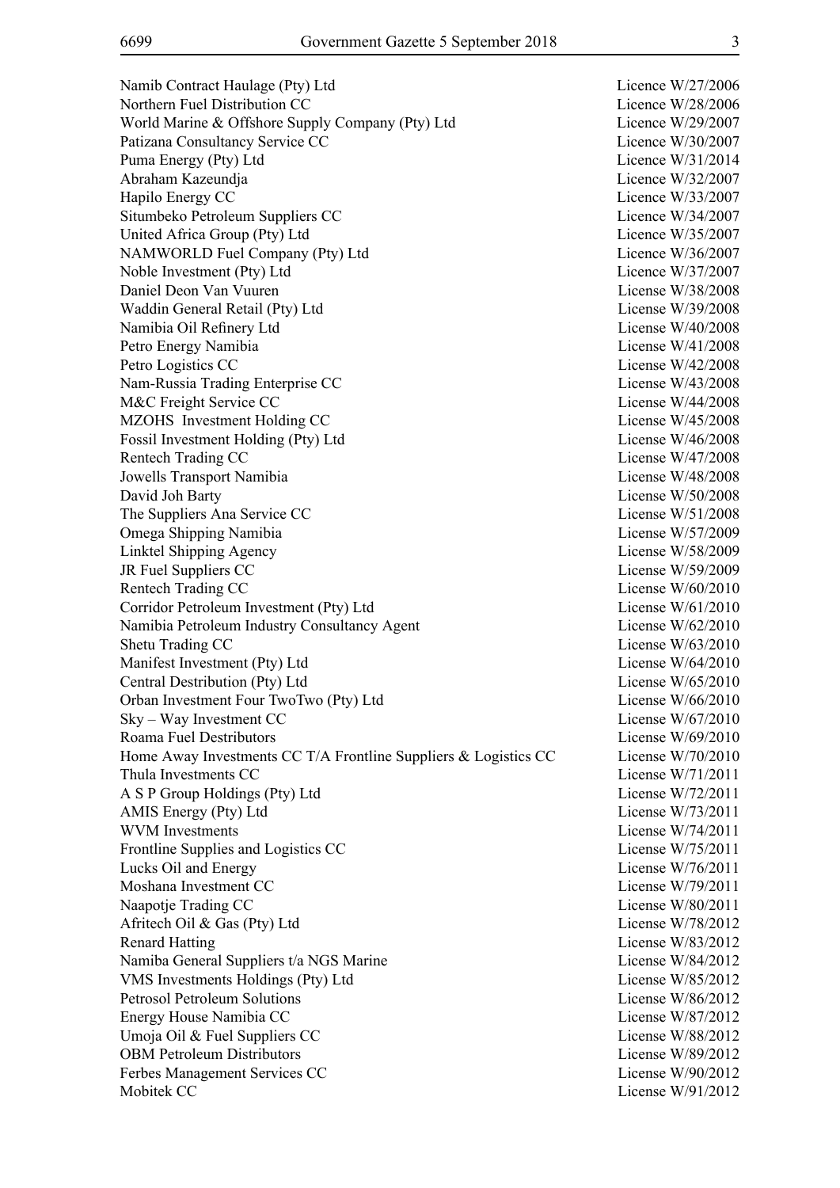| | |
|---|---|
| Namib Contract Haulage (Pty) Ltd | Licence W/27/2006 |
| Northern Fuel Distribution CC | Licence W/28/2006 |
| World Marine & Offshore Supply Company (Pty) Ltd | Licence W/29/2007 |
| Patizana Consultancy Service CC | Licence W/30/2007 |
| Puma Energy (Pty) Ltd | Licence W/31/2014 |
| Abraham Kazeundja | Licence W/32/2007 |
| Hapilo Energy CC | Licence W/33/2007 |
| Situmbeko Petroleum Suppliers CC | Licence W/34/2007 |
| United Africa Group (Pty) Ltd | Licence W/35/2007 |
| NAMWORLD Fuel Company (Pty) Ltd | Licence W/36/2007 |
| Noble Investment (Pty) Ltd | Licence W/37/2007 |
| Daniel Deon Van Vuuren | License W/38/2008 |
| Waddin General Retail (Pty) Ltd | License W/39/2008 |
| Namibia Oil Refinery Ltd | License W/40/2008 |
| Petro Energy Namibia | License W/41/2008 |
| Petro Logistics CC | License W/42/2008 |
| Nam-Russia Trading Enterprise CC | License W/43/2008 |
| M&C Freight Service CC | License W/44/2008 |
| MZOHS Investment Holding CC | License W/45/2008 |
| Fossil Investment Holding (Pty) Ltd | License W/46/2008 |
| Rentech Trading CC | License W/47/2008 |
| Jowells Transport Namibia | License W/48/2008 |
| David Joh Barty | License W/50/2008 |
| The Suppliers Ana Service CC | License W/51/2008 |
| Omega Shipping Namibia | License W/57/2009 |
| Linktel Shipping Agency | License W/58/2009 |
| JR Fuel Suppliers CC | License W/59/2009 |
| Rentech Trading CC | License W/60/2010 |
| Corridor Petroleum Investment (Pty) Ltd | License W/61/2010 |
| Namibia Petroleum Industry Consultancy Agent | License W/62/2010 |
| Shetu Trading CC | License W/63/2010 |
| Manifest Investment (Pty) Ltd | License W/64/2010 |
| Central Destribution (Pty) Ltd | License W/65/2010 |
| Orban Investment Four TwoTwo (Pty) Ltd | License W/66/2010 |
| Sky – Way Investment CC | License W/67/2010 |
| Roama Fuel Destributors | License W/69/2010 |
| Home Away Investments CC T/A Frontline Suppliers & Logistics CC | License W/70/2010 |
| Thula Investments CC | License W/71/2011 |
| A S P Group Holdings (Pty) Ltd | License W/72/2011 |
| AMIS Energy (Pty) Ltd | License W/73/2011 |
| WVM Investments | License W/74/2011 |
| Frontline Supplies and Logistics CC | License W/75/2011 |
| Lucks Oil and Energy | License W/76/2011 |
| Moshana Investment CC | License W/79/2011 |
| Naapotje Trading CC | License W/80/2011 |
| Afritech Oil & Gas (Pty) Ltd | License W/78/2012 |
| Renard Hatting | License W/83/2012 |
| Namiba General Suppliers t/a NGS Marine | License W/84/2012 |
| VMS Investments Holdings (Pty) Ltd | License W/85/2012 |
| Petrosol Petroleum Solutions | License W/86/2012 |
| Energy House Namibia CC | License W/87/2012 |
| Umoja Oil & Fuel Suppliers CC | License W/88/2012 |
| OBM Petroleum Distributors | License W/89/2012 |
| Ferbes Management Services CC | License W/90/2012 |
| Mobitek CC | License W/91/2012 |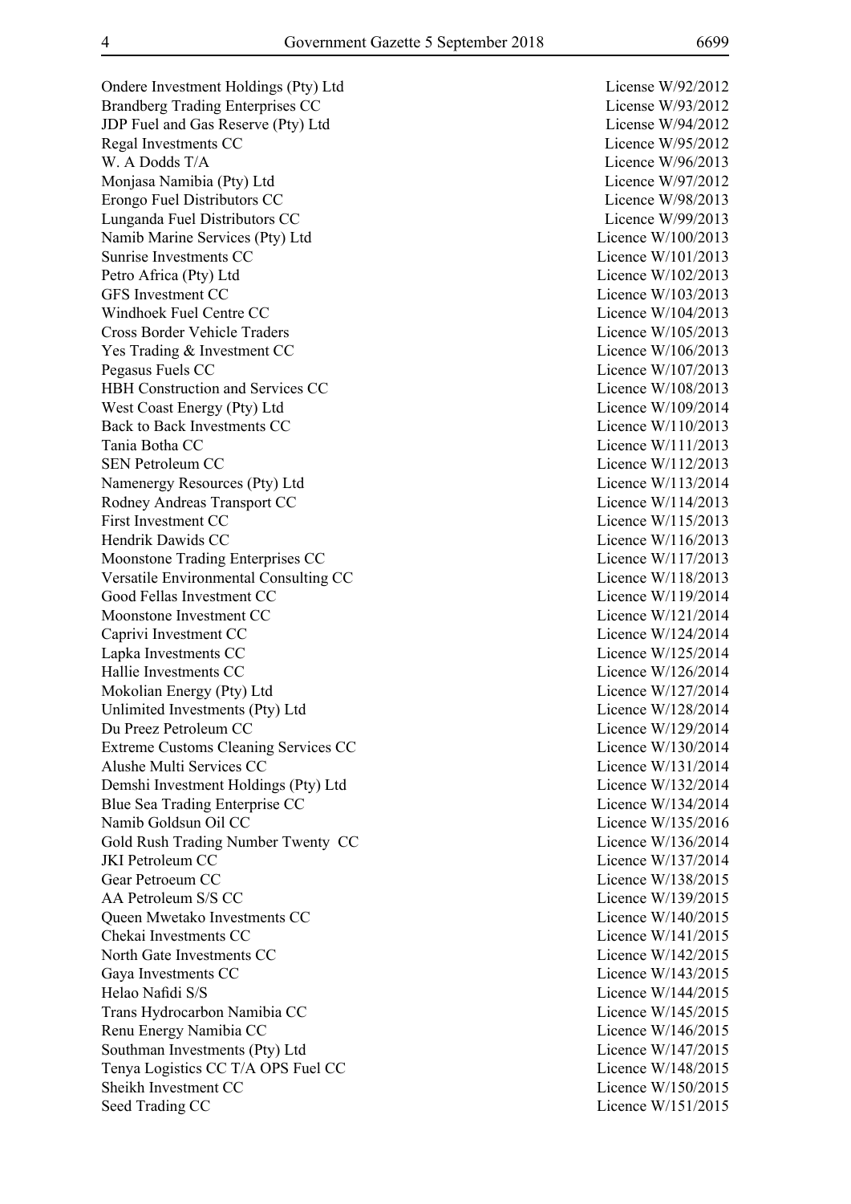| | |
|---|---|
| Ondere Investment Holdings (Pty) Ltd | License W/92/2012 |
| Brandberg Trading Enterprises CC | License W/93/2012 |
| JDP Fuel and Gas Reserve (Pty) Ltd | License W/94/2012 |
| Regal Investments CC | Licence W/95/2012 |
| W. A Dodds T/A | Licence W/96/2013 |
| Monjasa Namibia (Pty) Ltd | Licence W/97/2012 |
| Erongo Fuel Distributors CC | Licence W/98/2013 |
| Lunganda Fuel Distributors CC | Licence W/99/2013 |
| Namib Marine Services (Pty) Ltd | Licence W/100/2013 |
| Sunrise Investments CC | Licence W/101/2013 |
| Petro Africa (Pty) Ltd | Licence W/102/2013 |
| GFS Investment CC | Licence W/103/2013 |
| Windhoek Fuel Centre CC | Licence W/104/2013 |
| Cross Border Vehicle Traders | Licence W/105/2013 |
| Yes Trading & Investment CC | Licence W/106/2013 |
| Pegasus Fuels CC | Licence W/107/2013 |
| HBH Construction and Services CC | Licence W/108/2013 |
| West Coast Energy (Pty) Ltd | Licence W/109/2014 |
| Back to Back Investments CC | Licence W/110/2013 |
| Tania Botha CC | Licence W/111/2013 |
| SEN Petroleum CC | Licence W/112/2013 |
| Namenergy Resources (Pty) Ltd | Licence W/113/2014 |
| Rodney Andreas Transport CC | Licence W/114/2013 |
| First Investment CC | Licence W/115/2013 |
| Hendrik Dawids CC | Licence W/116/2013 |
| Moonstone Trading Enterprises CC | Licence W/117/2013 |
| Versatile Environmental Consulting CC | Licence W/118/2013 |
| Good Fellas Investment CC | Licence W/119/2014 |
| Moonstone Investment CC | Licence W/121/2014 |
| Caprivi Investment CC | Licence W/124/2014 |
| Lapka Investments CC | Licence W/125/2014 |
| Hallie Investments CC | Licence W/126/2014 |
| Mokolian Energy (Pty) Ltd | Licence W/127/2014 |
| Unlimited Investments (Pty) Ltd | Licence W/128/2014 |
| Du Preez Petroleum CC | Licence W/129/2014 |
| Extreme Customs Cleaning Services CC | Licence W/130/2014 |
| Alushe Multi Services CC | Licence W/131/2014 |
| Demshi Investment Holdings (Pty) Ltd | Licence W/132/2014 |
| Blue Sea Trading Enterprise CC | Licence W/134/2014 |
| Namib Goldsun Oil CC | Licence W/135/2016 |
| Gold Rush Trading Number Twenty CC | Licence W/136/2014 |
| JKI Petroleum CC | Licence W/137/2014 |
| Gear Petroeum CC | Licence W/138/2015 |
| AA Petroleum S/S CC | Licence W/139/2015 |
| Queen Mwetako Investments CC | Licence W/140/2015 |
| Chekai Investments CC | Licence W/141/2015 |
| North Gate Investments CC | Licence W/142/2015 |
| Gaya Investments CC | Licence W/143/2015 |
| Helao Nafidi S/S | Licence W/144/2015 |
| Trans Hydrocarbon Namibia CC | Licence W/145/2015 |
| Renu Energy Namibia CC | Licence W/146/2015 |
| Southman Investments (Pty) Ltd | Licence W/147/2015 |
| Tenya Logistics CC T/A OPS Fuel CC | Licence W/148/2015 |
| Sheikh Investment CC | Licence W/150/2015 |
| Seed Trading CC | Licence W/151/2015 |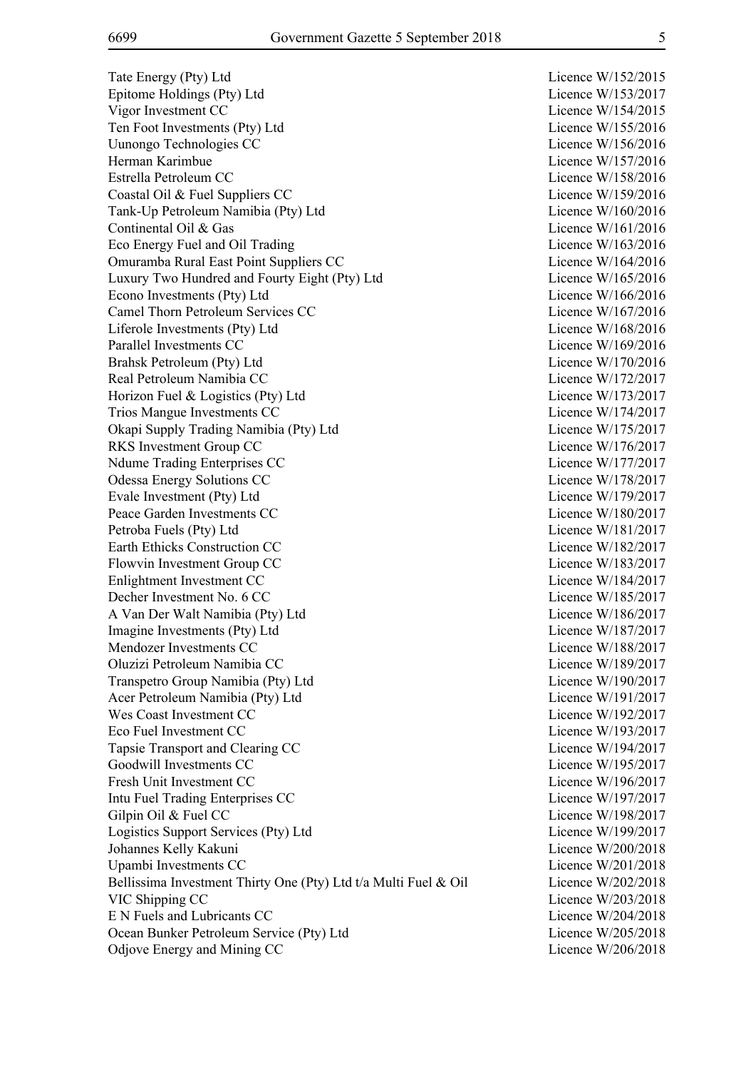| | |
|---|---|
| Tate Energy (Pty) Ltd | Licence W/152/2015 |
| Epitome Holdings (Pty) Ltd | Licence W/153/2017 |
| Vigor Investment CC | Licence W/154/2015 |
| Ten Foot Investments (Pty) Ltd | Licence W/155/2016 |
| Uunongo Technologies CC | Licence W/156/2016 |
| Herman Karimbue | Licence W/157/2016 |
| Estrella Petroleum CC | Licence W/158/2016 |
| Coastal Oil & Fuel Suppliers CC | Licence W/159/2016 |
| Tank-Up Petroleum Namibia (Pty) Ltd | Licence W/160/2016 |
| Continental Oil & Gas | Licence W/161/2016 |
| Eco Energy Fuel and Oil Trading | Licence W/163/2016 |
| Omuramba Rural East Point Suppliers CC | Licence W/164/2016 |
| Luxury Two Hundred and Fourty Eight (Pty) Ltd | Licence W/165/2016 |
| Econo Investments (Pty) Ltd | Licence W/166/2016 |
| Camel Thorn Petroleum Services CC | Licence W/167/2016 |
| Liferole Investments (Pty) Ltd | Licence W/168/2016 |
| Parallel Investments CC | Licence W/169/2016 |
| Brahsk Petroleum (Pty) Ltd | Licence W/170/2016 |
| Real Petroleum Namibia CC | Licence W/172/2017 |
| Horizon Fuel & Logistics (Pty) Ltd | Licence W/173/2017 |
| Trios Mangue Investments CC | Licence W/174/2017 |
| Okapi Supply Trading Namibia (Pty) Ltd | Licence W/175/2017 |
| RKS Investment Group CC | Licence W/176/2017 |
| Ndume Trading Enterprises CC | Licence W/177/2017 |
| Odessa Energy Solutions CC | Licence W/178/2017 |
| Evale Investment (Pty) Ltd | Licence W/179/2017 |
| Peace Garden Investments CC | Licence W/180/2017 |
| Petroba Fuels (Pty) Ltd | Licence W/181/2017 |
| Earth Ethicks Construction CC | Licence W/182/2017 |
| Flowvin Investment Group CC | Licence W/183/2017 |
| Enlightment Investment CC | Licence W/184/2017 |
| Decher Investment No. 6 CC | Licence W/185/2017 |
| A Van Der Walt Namibia (Pty) Ltd | Licence W/186/2017 |
| Imagine Investments (Pty) Ltd | Licence W/187/2017 |
| Mendozer Investments CC | Licence W/188/2017 |
| Oluzizi Petroleum Namibia CC | Licence W/189/2017 |
| Transpetro Group Namibia (Pty) Ltd | Licence W/190/2017 |
| Acer Petroleum Namibia (Pty) Ltd | Licence W/191/2017 |
| Wes Coast Investment CC | Licence W/192/2017 |
| Eco Fuel Investment CC | Licence W/193/2017 |
| Tapsie Transport and Clearing CC | Licence W/194/2017 |
| Goodwill Investments CC | Licence W/195/2017 |
| Fresh Unit Investment CC | Licence W/196/2017 |
| Intu Fuel Trading Enterprises CC | Licence W/197/2017 |
| Gilpin Oil & Fuel CC | Licence W/198/2017 |
| Logistics Support Services (Pty) Ltd | Licence W/199/2017 |
| Johannes Kelly Kakuni | Licence W/200/2018 |
| Upambi Investments CC | Licence W/201/2018 |
| Bellissima Investment Thirty One (Pty) Ltd t/a Multi Fuel & Oil | Licence W/202/2018 |
| VIC Shipping CC | Licence W/203/2018 |
| E N Fuels and Lubricants CC | Licence W/204/2018 |
| Ocean Bunker Petroleum Service (Pty) Ltd | Licence W/205/2018 |
| Odjove Energy and Mining CC | Licence W/206/2018 |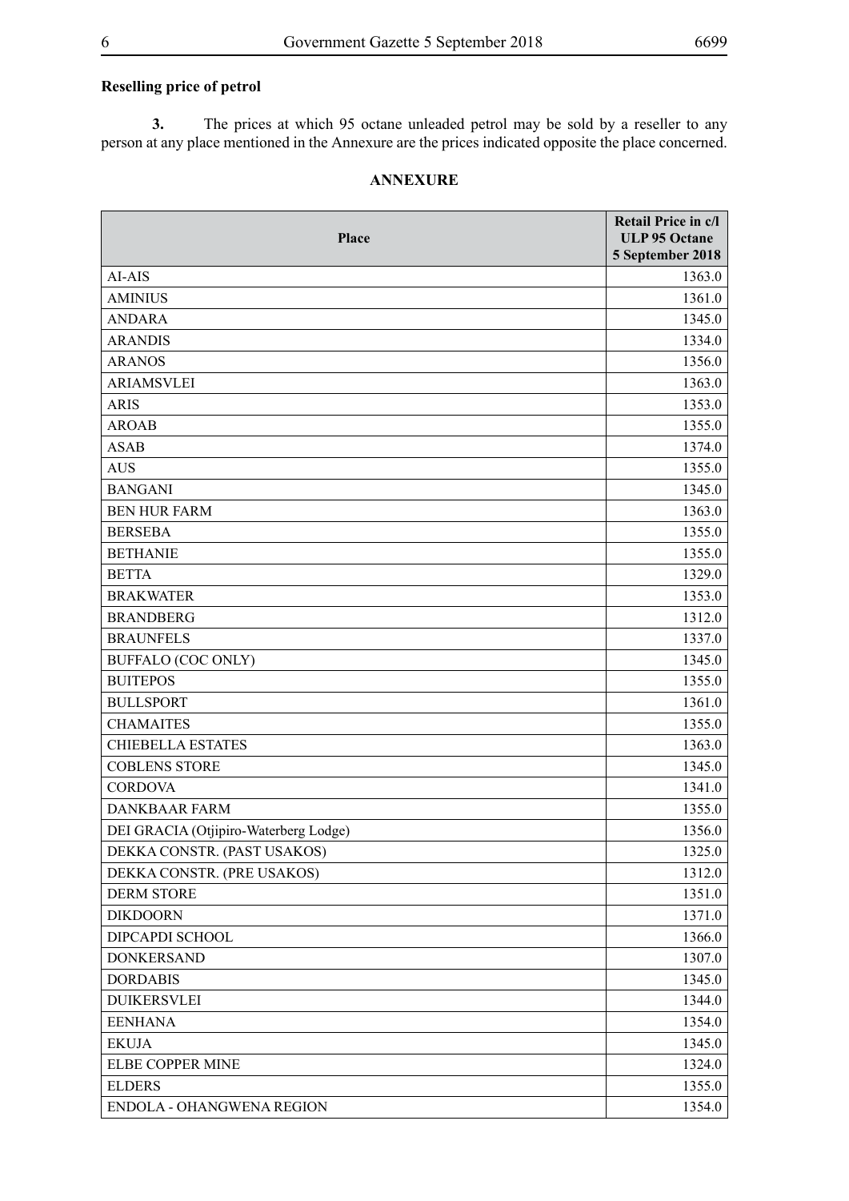**Reselling price of petrol**

**3.** The prices at which 95 octane unleaded petrol may be sold by a reseller to any person at any place mentioned in the Annexure are the prices indicated opposite the place concerned.

**ANNEXURE**

| Place | Retail Price in c/l ULP 95 Octane 5 September 2018 |
|---|---|
| AI-AIS | 1363.0 |
| AMINIUS | 1361.0 |
| ANDARA | 1345.0 |
| ARANDIS | 1334.0 |
| ARANOS | 1356.0 |
| ARIAMSVLEI | 1363.0 |
| ARIS | 1353.0 |
| AROAB | 1355.0 |
| ASAB | 1374.0 |
| AUS | 1355.0 |
| BANGANI | 1345.0 |
| BEN HUR FARM | 1363.0 |
| BERSEBA | 1355.0 |
| BETHANIE | 1355.0 |
| BETTA | 1329.0 |
| BRAKWATER | 1353.0 |
| BRANDBERG | 1312.0 |
| BRAUNFELS | 1337.0 |
| BUFFALO (COC ONLY) | 1345.0 |
| BUITEPOS | 1355.0 |
| BULLSPORT | 1361.0 |
| CHAMAITES | 1355.0 |
| CHIEBELLA ESTATES | 1363.0 |
| COBLENS STORE | 1345.0 |
| CORDOVA | 1341.0 |
| DANKBAAR FARM | 1355.0 |
| DEI GRACIA (Otjipiro-Waterberg Lodge) | 1356.0 |
| DEKKA CONSTR. (PAST USAKOS) | 1325.0 |
| DEKKA CONSTR. (PRE USAKOS) | 1312.0 |
| DERM STORE | 1351.0 |
| DIKDOORN | 1371.0 |
| DIPCAPDI SCHOOL | 1366.0 |
| DONKERSAND | 1307.0 |
| DORDABIS | 1345.0 |
| DUIKERSVLEI | 1344.0 |
| EENHANA | 1354.0 |
| EKUJA | 1345.0 |
| ELBE COPPER MINE | 1324.0 |
| ELDERS | 1355.0 |
| ENDOLA - OHANGWENA REGION | 1354.0 |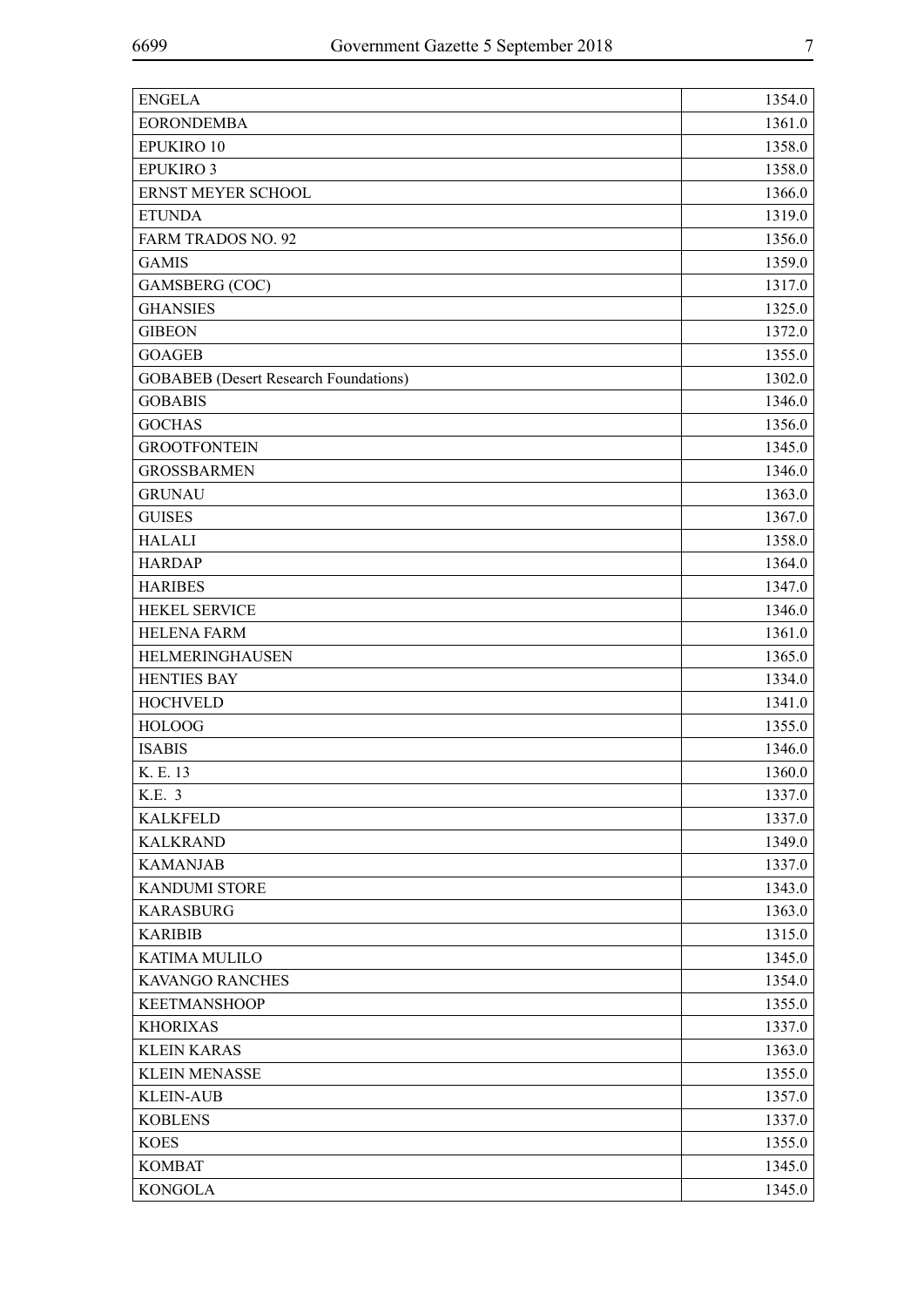| | |
|---|---|
| ENGELA | 1354.0 |
| EORONDEMBA | 1361.0 |
| EPUKIRO 10 | 1358.0 |
| EPUKIRO 3 | 1358.0 |
| ERNST MEYER SCHOOL | 1366.0 |
| ETUNDA | 1319.0 |
| FARM TRADOS NO. 92 | 1356.0 |
| GAMIS | 1359.0 |
| GAMSBERG (COC) | 1317.0 |
| GHANSIES | 1325.0 |
| GIBEON | 1372.0 |
| GOAGEB | 1355.0 |
| GOBABEB (Desert Research Foundations) | 1302.0 |
| GOBABIS | 1346.0 |
| GOCHAS | 1356.0 |
| GROOTFONTEIN | 1345.0 |
| GROSSBARMEN | 1346.0 |
| GRUNAU | 1363.0 |
| GUISES | 1367.0 |
| HALALI | 1358.0 |
| HARDAP | 1364.0 |
| HARIBES | 1347.0 |
| HEKEL SERVICE | 1346.0 |
| HELENA FARM | 1361.0 |
| HELMERINGHAUSEN | 1365.0 |
| HENTIES BAY | 1334.0 |
| HOCHVELD | 1341.0 |
| HOLOOG | 1355.0 |
| ISABIS | 1346.0 |
| K. E. 13 | 1360.0 |
| K.E. 3 | 1337.0 |
| KALKFELD | 1337.0 |
| KALKRAND | 1349.0 |
| KAMANJAB | 1337.0 |
| KANDUMI STORE | 1343.0 |
| KARASBURG | 1363.0 |
| KARIBIB | 1315.0 |
| KATIMA MULILO | 1345.0 |
| KAVANGO RANCHES | 1354.0 |
| KEETMANSHOOP | 1355.0 |
| KHORIXAS | 1337.0 |
| KLEIN KARAS | 1363.0 |
| KLEIN MENASSE | 1355.0 |
| KLEIN-AUB | 1357.0 |
| KOBLENS | 1337.0 |
| KOES | 1355.0 |
| KOMBAT | 1345.0 |
| KONGOLA | 1345.0 |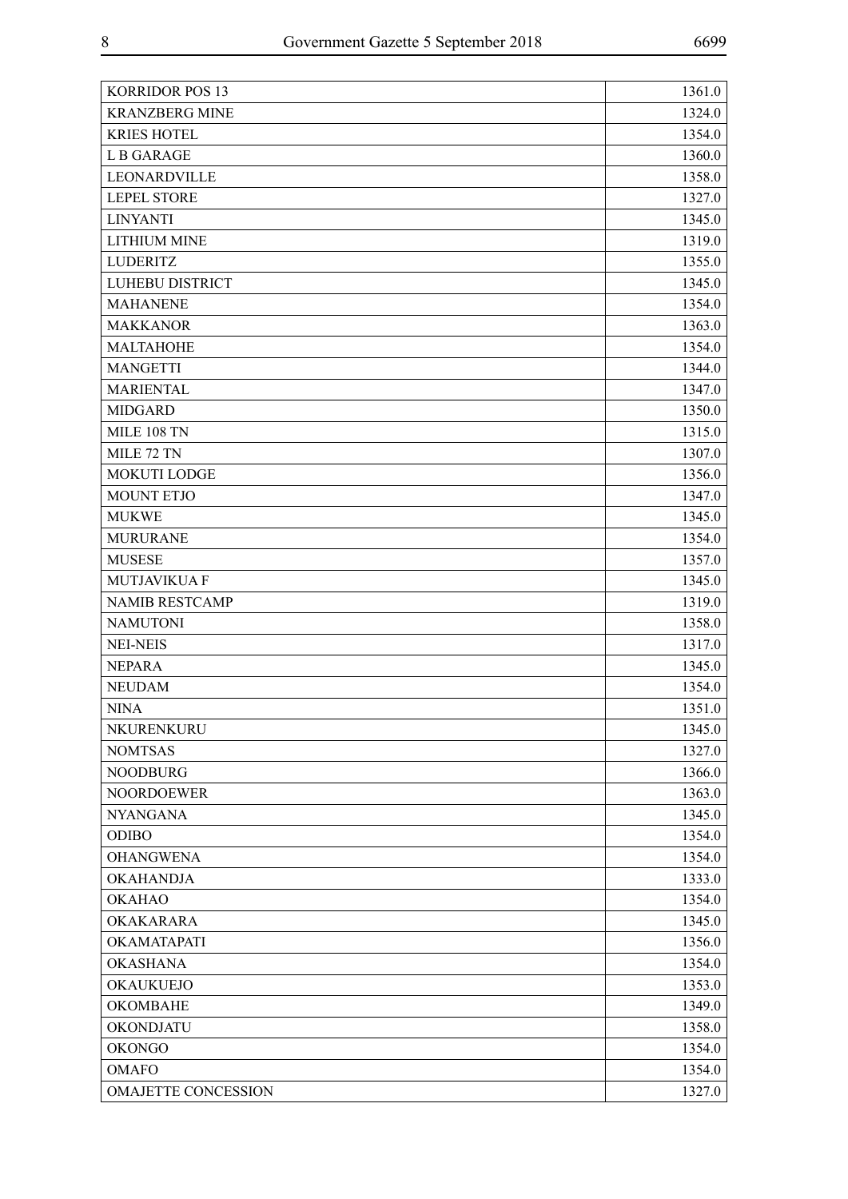| | |
|---|---|
| KORRIDOR POS 13 | 1361.0 |
| KRANZBERG MINE | 1324.0 |
| KRIES HOTEL | 1354.0 |
| L B GARAGE | 1360.0 |
| LEONARDVILLE | 1358.0 |
| LEPEL STORE | 1327.0 |
| LINYANTI | 1345.0 |
| LITHIUM MINE | 1319.0 |
| LUDERITZ | 1355.0 |
| LUHEBU DISTRICT | 1345.0 |
| MAHANENE | 1354.0 |
| MAKKANOR | 1363.0 |
| MALTAHOHE | 1354.0 |
| MANGETTI | 1344.0 |
| MARIENTAL | 1347.0 |
| MIDGARD | 1350.0 |
| MILE 108 TN | 1315.0 |
| MILE 72 TN | 1307.0 |
| MOKUTI LODGE | 1356.0 |
| MOUNT ETJO | 1347.0 |
| MUKWE | 1345.0 |
| MURURANE | 1354.0 |
| MUSESE | 1357.0 |
| MUTJAVIKUA F | 1345.0 |
| NAMIB RESTCAMP | 1319.0 |
| NAMUTONI | 1358.0 |
| NEI-NEIS | 1317.0 |
| NEPARA | 1345.0 |
| NEUDAM | 1354.0 |
| NINA | 1351.0 |
| NKURENKURU | 1345.0 |
| NOMTSAS | 1327.0 |
| NOODBURG | 1366.0 |
| NOORDOEWER | 1363.0 |
| NYANGANA | 1345.0 |
| ODIBO | 1354.0 |
| OHANGWENA | 1354.0 |
| OKAHANDJA | 1333.0 |
| OKAHAO | 1354.0 |
| OKAKARARA | 1345.0 |
| OKAMATAPATI | 1356.0 |
| OKASHANA | 1354.0 |
| OKAUKUEJO | 1353.0 |
| OKOMBAHE | 1349.0 |
| OKONDJATU | 1358.0 |
| OKONGO | 1354.0 |
| OMAFO | 1354.0 |
| OMAJETTE CONCESSION | 1327.0 |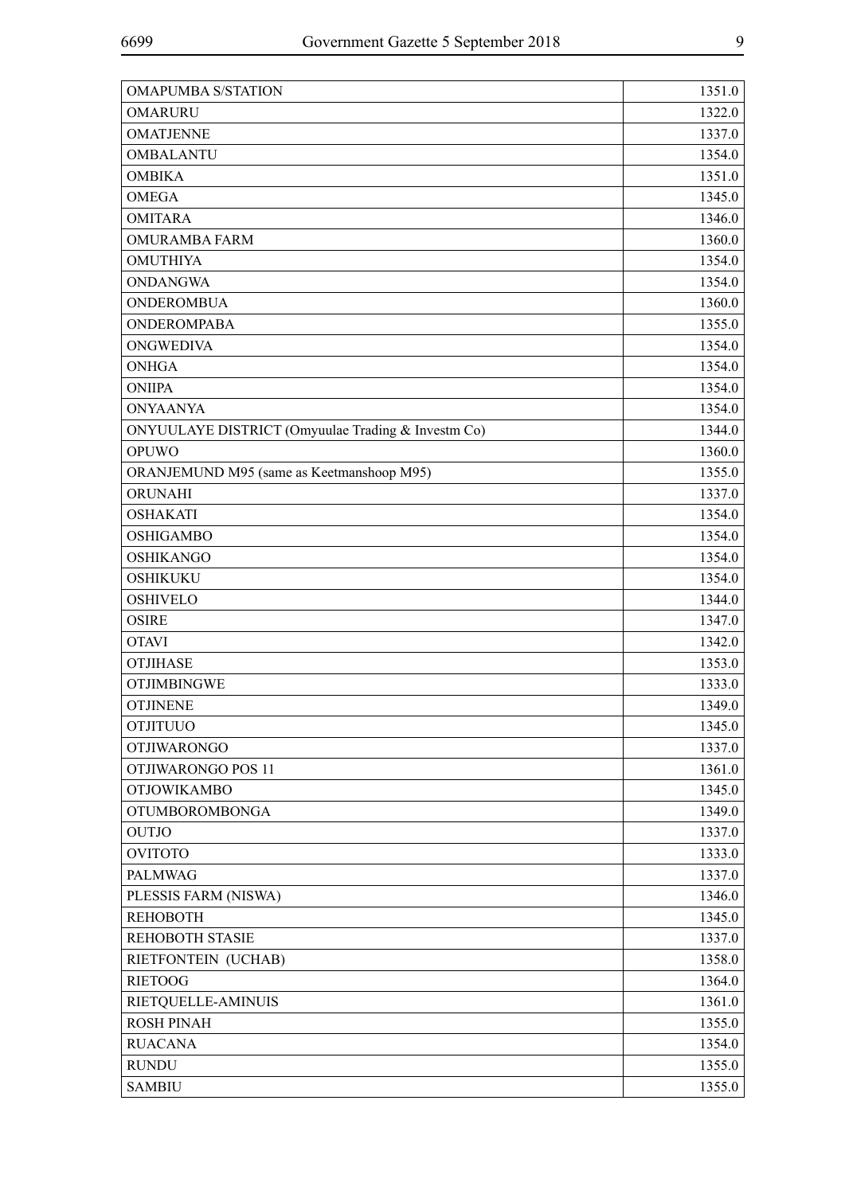| | |
|---|---|
| OMAPUMBA S/STATION | 1351.0 |
| OMARURU | 1322.0 |
| OMATJENNE | 1337.0 |
| OMBALANTU | 1354.0 |
| OMBIKA | 1351.0 |
| OMEGA | 1345.0 |
| OMITARA | 1346.0 |
| OMURAMBA FARM | 1360.0 |
| OMUTHIYA | 1354.0 |
| ONDANGWA | 1354.0 |
| ONDEROMBUA | 1360.0 |
| ONDEROMPABA | 1355.0 |
| ONGWEDIVA | 1354.0 |
| ONHGA | 1354.0 |
| ONIIPA | 1354.0 |
| ONYAANYA | 1354.0 |
| ONYUULAYE DISTRICT (Omyuulae Trading & Investm Co) | 1344.0 |
| OPUWO | 1360.0 |
| ORANJEMUND M95 (same as Keetmanshoop M95) | 1355.0 |
| ORUNAHI | 1337.0 |
| OSHAKATI | 1354.0 |
| OSHIGAMBO | 1354.0 |
| OSHIKANGO | 1354.0 |
| OSHIKUKU | 1354.0 |
| OSHIVELO | 1344.0 |
| OSIRE | 1347.0 |
| OTAVI | 1342.0 |
| OTJIHASE | 1353.0 |
| OTJIMBINGWE | 1333.0 |
| OTJINENE | 1349.0 |
| OTJITUUO | 1345.0 |
| OTJIWARONGO | 1337.0 |
| OTJIWARONGO POS 11 | 1361.0 |
| OTJOWIKAMBO | 1345.0 |
| OTUMBOROMBONGA | 1349.0 |
| OUTJO | 1337.0 |
| OVITOTO | 1333.0 |
| PALMWAG | 1337.0 |
| PLESSIS FARM (NISWA) | 1346.0 |
| REHOBOTH | 1345.0 |
| REHOBOTH STASIE | 1337.0 |
| RIETFONTEIN (UCHAB) | 1358.0 |
| RIETOOG | 1364.0 |
| RIETQUELLE-AMINUIS | 1361.0 |
| ROSH PINAH | 1355.0 |
| RUACANA | 1354.0 |
| RUNDU | 1355.0 |
| SAMBIU | 1355.0 |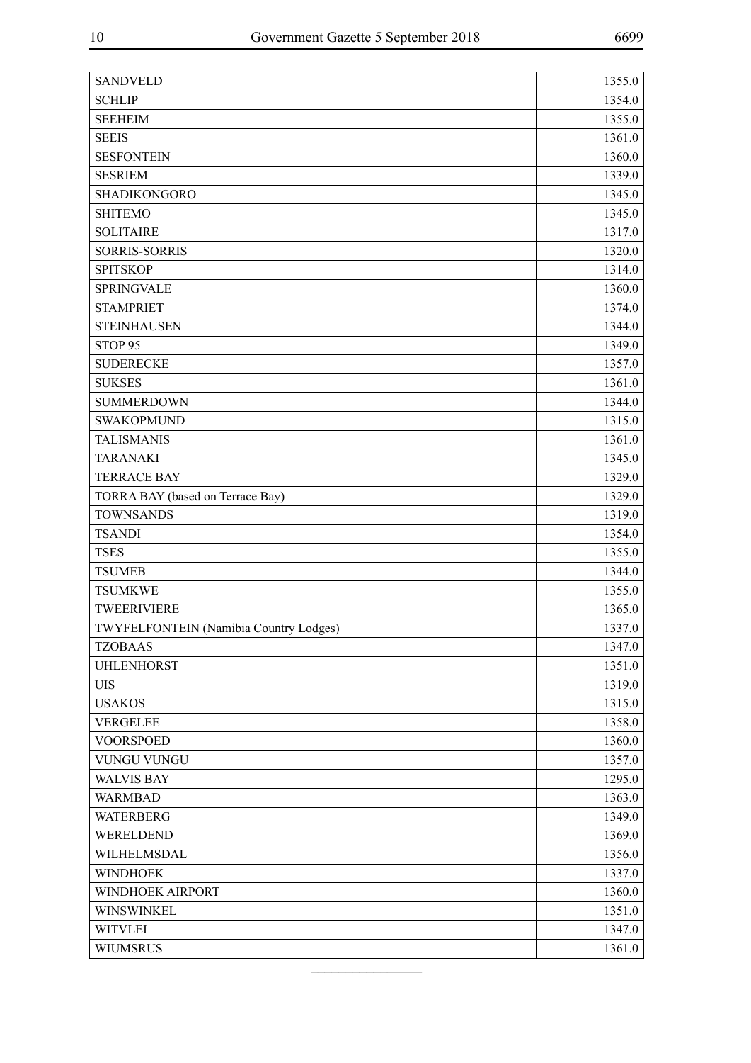| | |
|---|---|
| SANDVELD | 1355.0 |
| SCHLIP | 1354.0 |
| SEEHEIM | 1355.0 |
| SEEIS | 1361.0 |
| SESFONTEIN | 1360.0 |
| SESRIEM | 1339.0 |
| SHADIKONGORO | 1345.0 |
| SHITEMO | 1345.0 |
| SOLITAIRE | 1317.0 |
| SORRIS-SORRIS | 1320.0 |
| SPITSKOP | 1314.0 |
| SPRINGVALE | 1360.0 |
| STAMPRIET | 1374.0 |
| STEINHAUSEN | 1344.0 |
| STOP 95 | 1349.0 |
| SUDERECKE | 1357.0 |
| SUKSES | 1361.0 |
| SUMMERDOWN | 1344.0 |
| SWAKOPMUND | 1315.0 |
| TALISMANIS | 1361.0 |
| TARANAKI | 1345.0 |
| TERRACE BAY | 1329.0 |
| TORRA BAY (based on Terrace Bay) | 1329.0 |
| TOWNSANDS | 1319.0 |
| TSANDI | 1354.0 |
| TSES | 1355.0 |
| TSUMEB | 1344.0 |
| TSUMKWE | 1355.0 |
| TWEERIVIERE | 1365.0 |
| TWYFELFONTEIN (Namibia Country Lodges) | 1337.0 |
| TZOBAAS | 1347.0 |
| UHLENHORST | 1351.0 |
| UIS | 1319.0 |
| USAKOS | 1315.0 |
| VERGELEE | 1358.0 |
| VOORSPOED | 1360.0 |
| VUNGU VUNGU | 1357.0 |
| WALVIS BAY | 1295.0 |
| WARMBAD | 1363.0 |
| WATERBERG | 1349.0 |
| WERELDEND | 1369.0 |
| WILHELMSDAL | 1356.0 |
| WINDHOEK | 1337.0 |
| WINDHOEK AIRPORT | 1360.0 |
| WINSWINKEL | 1351.0 |
| WITVLEI | 1347.0 |
| WIUMSRUS | 1361.0 |